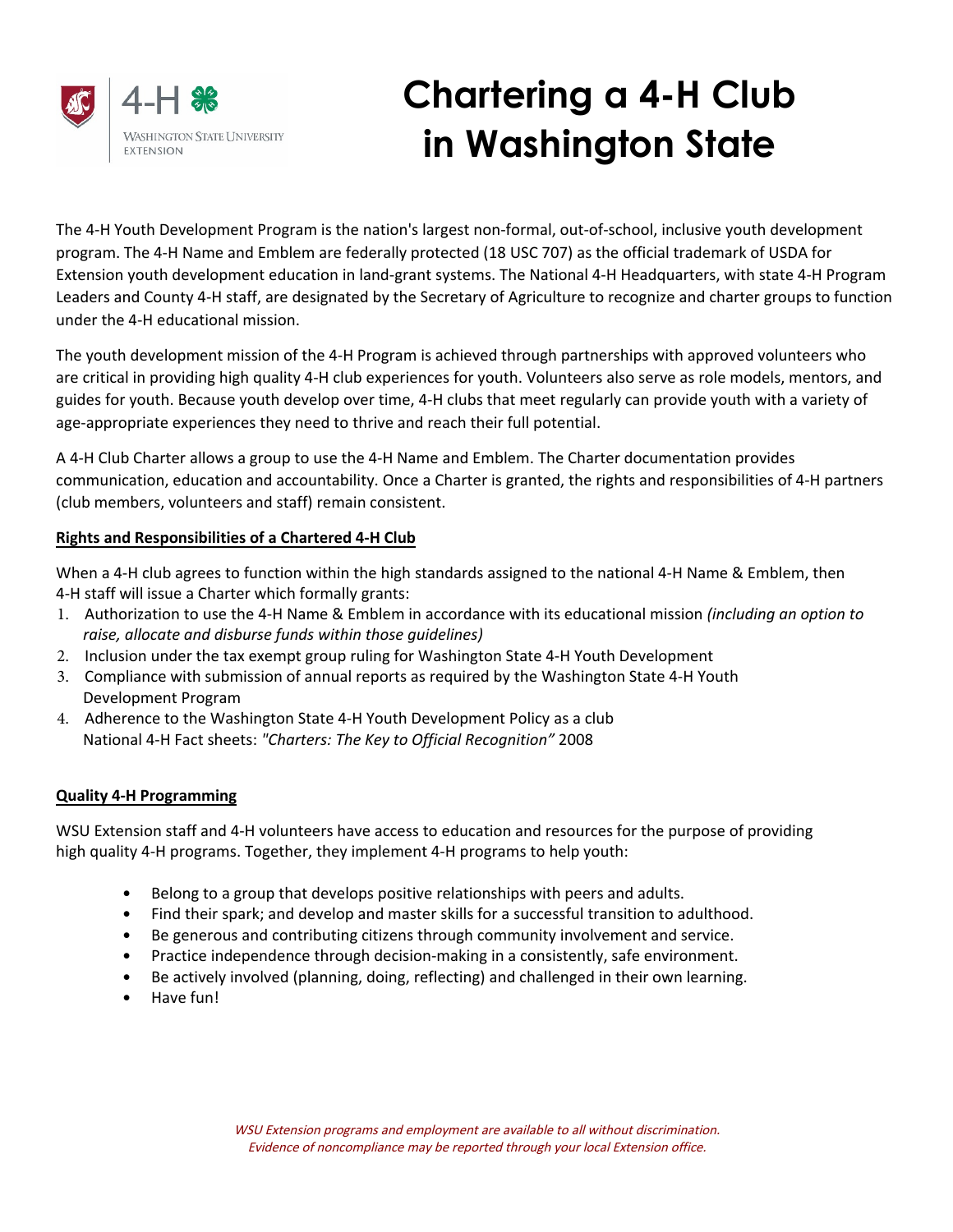# Chartering a 4-H Club in Washington State

The 4-H Youth Development Program is the nation's largest non-formal, out-of-school, inclusive youth development program. The 4-H Name and Emblem are federally protected (18 USC 707) as the official trademark of USDA for Extension youth development education in land-grant systems. The National 4-H Headquarters, with state 4-H Program Leaders and County 4-H staff, are designated by the Secretary of Agriculture to recognize and charter groups to function under the 4-H educational mission.

The youth development mission of the 4-H Program is achieved through partnerships with approved volunteers who are critical in providing high quality 4-H club experiences for youth. Volunteers also serve as role models, mentors, and guides for youth. Because youth develop over time, 4-H clubs that meet regularly can provide youth with a variety of age-appropriate experiences they need to thrive and reach their full potential.

A 4-H Club Charter allows a group to use the 4-H Name and Emblem. The Charter documentation provides communication, education and accountability. Once a Charter is granted, the rights and responsibilities of 4-H partners (club members, volunteers and staff) remain consistent.

**Rights and Responsibilities of a Chartered 4-H Club**

When a 4-H club agrees to function within the high standards assigned to the national 4-H Name & Emblem, then 4-H staff will issue a Charter which formally grants:

1. Authorization to use the 4-H Name & Emblem in accordance with its educational mission *(including an option to raise, allocate and disburse funds within those guidelines)*
2. Inclusion under the tax exempt group ruling for Washington State 4-H Youth Development
3. Compliance with submission of annual reports as required by the Washington State 4-H Youth Development Program
4. Adherence to the Washington State 4-H Youth Development Policy as a club
   National 4-H Fact sheets: *"Charters: The Key to Official Recognition"* 2008

**Quality 4-H Programming**

WSU Extension staff and 4-H volunteers have access to education and resources for the purpose of providing high quality 4-H programs. Together, they implement 4-H programs to help youth:

- Belong to a group that develops positive relationships with peers and adults.
- Find their spark; and develop and master skills for a successful transition to adulthood.
- Be generous and contributing citizens through community involvement and service.
- Practice independence through decision-making in a consistently, safe environment.
- Be actively involved (planning, doing, reflecting) and challenged in their own learning.
- Have fun!

*WSU Extension programs and employment are available to all without discrimination. Evidence of noncompliance may be reported through your local Extension office.*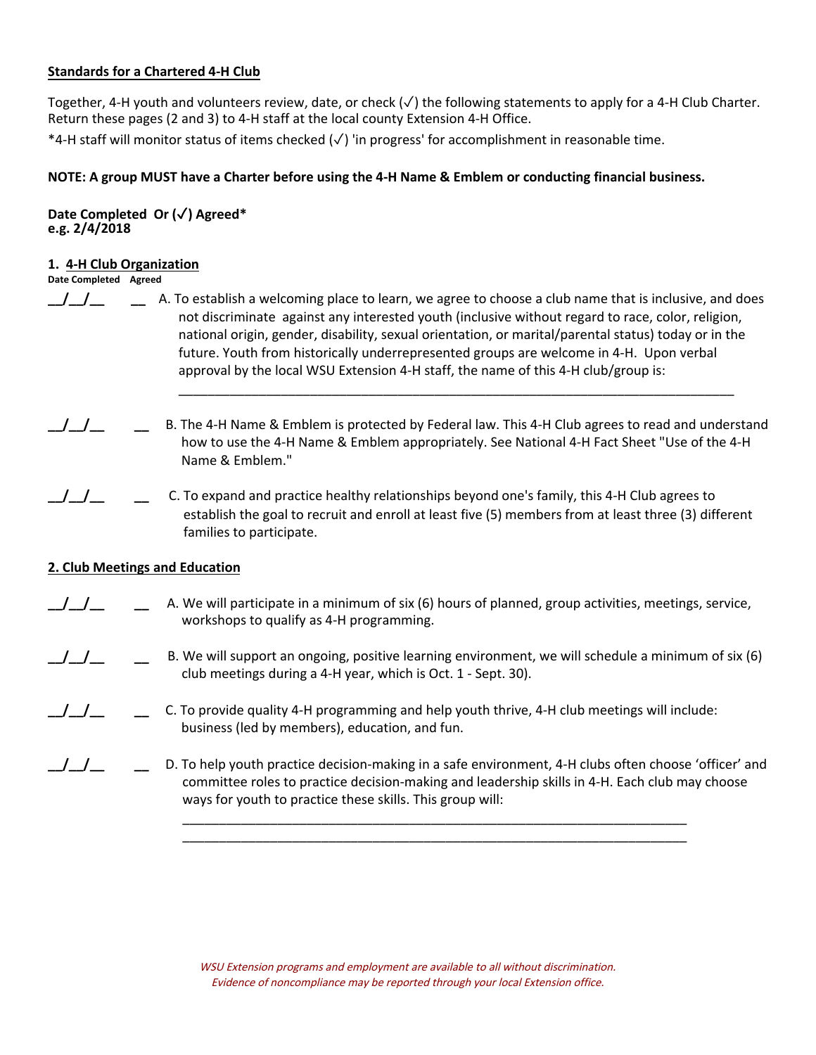**Standards for a Chartered 4-H Club**

Together, 4-H youth and volunteers review, date, or check (✓) the following statements to apply for a 4-H Club Charter. Return these pages (2 and 3) to 4-H staff at the local county Extension 4-H Office.

*4-H staff will monitor status of items checked (✓) 'in progress' for accomplishment in reasonable time.

**NOTE: A group MUST have a Charter before using the 4-H Name & Emblem or conducting financial business.**

**Date Completed Or (✓) Agreed***
**e.g. 2/4/2018**

**1. 4-H Club Organization**

**Date Completed Agreed**

__/__/__ __ A. To establish a welcoming place to learn, we agree to choose a club name that is inclusive, and does not discriminate against any interested youth (inclusive without regard to race, color, religion, national origin, gender, disability, sexual orientation, or marital/parental status) today or in the future. Youth from historically underrepresented groups are welcome in 4-H. Upon verbal approval by the local WSU Extension 4-H staff, the name of this 4-H club/group is:

______________________________________________________________________________

__/__/__ __ B. The 4-H Name & Emblem is protected by Federal law. This 4-H Club agrees to read and understand how to use the 4-H Name & Emblem appropriately. See National 4-H Fact Sheet "Use of the 4-H Name & Emblem."

__/__/__ __ C. To expand and practice healthy relationships beyond one's family, this 4-H Club agrees to establish the goal to recruit and enroll at least five (5) members from at least three (3) different families to participate.

**2. Club Meetings and Education**

__/__/__ __ A. We will participate in a minimum of six (6) hours of planned, group activities, meetings, service, workshops to qualify as 4-H programming.

__/__/__ __ B. We will support an ongoing, positive learning environment, we will schedule a minimum of six (6) club meetings during a 4-H year, which is Oct. 1 - Sept. 30).

__/__/__ __ C. To provide quality 4-H programming and help youth thrive, 4-H club meetings will include: business (led by members), education, and fun.

__/__/__ __ D. To help youth practice decision-making in a safe environment, 4-H clubs often choose 'officer' and committee roles to practice decision-making and leadership skills in 4-H. Each club may choose ways for youth to practice these skills. This group will:

______________________________________________________________________________
______________________________________________________________________________

*WSU Extension programs and employment are available to all without discrimination.*
*Evidence of noncompliance may be reported through your local Extension office.*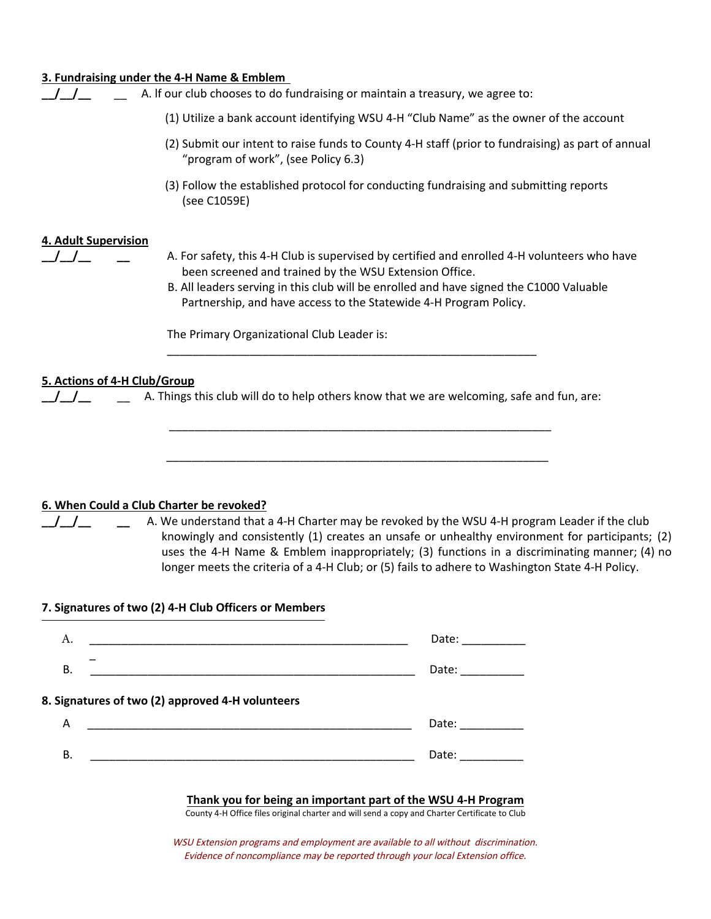**3. Fundraising under the 4-H Name & Emblem**

__/__/__ __ A. If our club chooses to do fundraising or maintain a treasury, we agree to:

(1) Utilize a bank account identifying WSU 4-H "Club Name" as the owner of the account

(2) Submit our intent to raise funds to County 4-H staff (prior to fundraising) as part of annual "program of work", (see Policy 6.3)

(3) Follow the established protocol for conducting fundraising and submitting reports (see C1059E)

**4. Adult Supervision**

__/__/__ __ A. For safety, this 4-H Club is supervised by certified and enrolled 4-H volunteers who have been screened and trained by the WSU Extension Office.

B. All leaders serving in this club will be enrolled and have signed the C1000 Valuable Partnership, and have access to the Statewide 4-H Program Policy.

The Primary Organizational Club Leader is:

____________________________________________________________

**5. Actions of 4-H Club/Group**

__/__/__ __ A. Things this club will do to help others know that we are welcoming, safe and fun, are:

____________________________________________________________

____________________________________________________________

**6. When Could a Club Charter be revoked?**

__/__/__ __ A. We understand that a 4-H Charter may be revoked by the WSU 4-H program Leader if the club knowingly and consistently (1) creates an unsafe or unhealthy environment for participants; (2) uses the 4-H Name & Emblem inappropriately; (3) functions in a discriminating manner; (4) no longer meets the criteria of a 4-H Club; or (5) fails to adhere to Washington State 4-H Policy.

**7. Signatures of two (2) 4-H Club Officers or Members**

A. ____________________________________________________ Date: __________

B. ____________________________________________________ Date: __________

**8. Signatures of two (2) approved 4-H volunteers**

A ____________________________________________________ Date: __________

B. ____________________________________________________ Date: __________

**Thank you for being an important part of the WSU 4-H Program**

County 4-H Office files original charter and will send a copy and Charter Certificate to Club

*WSU Extension programs and employment are available to all without discrimination.*
*Evidence of noncompliance may be reported through your local Extension office.*